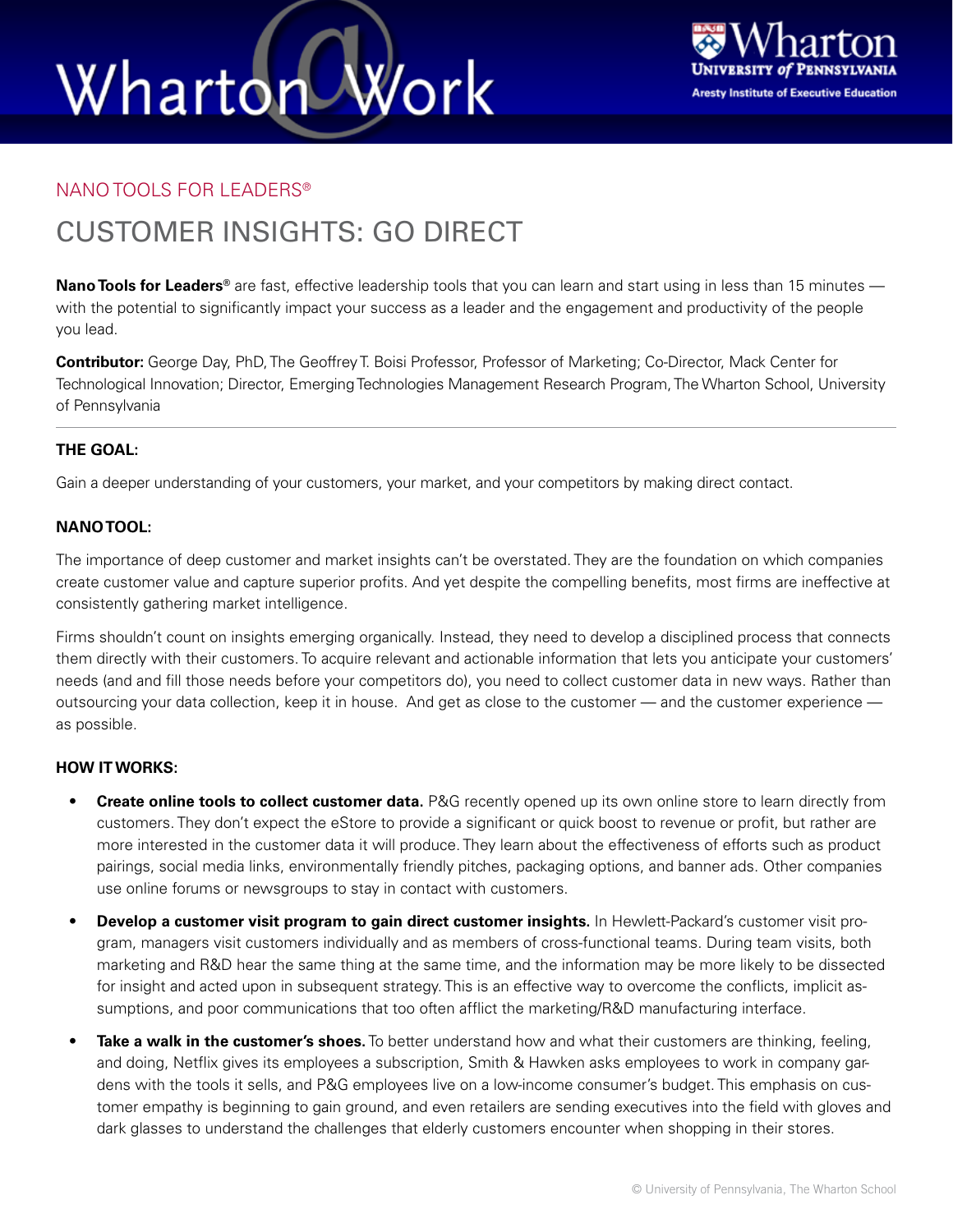NANO TOOLS FOR LEADERS®

# CUSTOMER INSIGHTS: GO DIRECT

**Nano Tools for Leaders®** are fast, effective leadership tools that you can learn and start using in less than 15 minutes — with the potential to significantly impact your success as a leader and the engagement and productivity of the people you lead.

**Contributor:** George Day, PhD, The Geoffrey T. Boisi Professor, Professor of Marketing; Co-Director, Mack Center for Technological Innovation; Director, Emerging Technologies Management Research Program, The Wharton School, University of Pennsylvania

---

**THE GOAL:**

Gain a deeper understanding of your customers, your market, and your competitors by making direct contact.

**NANO TOOL:**

The importance of deep customer and market insights can't be overstated. They are the foundation on which companies create customer value and capture superior profits. And yet despite the compelling benefits, most firms are ineffective at consistently gathering market intelligence.

Firms shouldn't count on insights emerging organically. Instead, they need to develop a disciplined process that connects them directly with their customers. To acquire relevant and actionable information that lets you anticipate your customers' needs (and and fill those needs before your competitors do), you need to collect customer data in new ways. Rather than outsourcing your data collection, keep it in house. And get as close to the customer — and the customer experience — as possible.

**HOW IT WORKS:**

- **Create online tools to collect customer data.** P&G recently opened up its own online store to learn directly from customers. They don't expect the eStore to provide a significant or quick boost to revenue or profit, but rather are more interested in the customer data it will produce. They learn about the effectiveness of efforts such as product pairings, social media links, environmentally friendly pitches, packaging options, and banner ads. Other companies use online forums or newsgroups to stay in contact with customers.
- **Develop a customer visit program to gain direct customer insights.** In Hewlett-Packard's customer visit program, managers visit customers individually and as members of cross-functional teams. During team visits, both marketing and R&D hear the same thing at the same time, and the information may be more likely to be dissected for insight and acted upon in subsequent strategy. This is an effective way to overcome the conflicts, implicit assumptions, and poor communications that too often afflict the marketing/R&D manufacturing interface.
- **Take a walk in the customer's shoes.** To better understand how and what their customers are thinking, feeling, and doing, Netflix gives its employees a subscription, Smith & Hawken asks employees to work in company gardens with the tools it sells, and P&G employees live on a low-income consumer's budget. This emphasis on customer empathy is beginning to gain ground, and even retailers are sending executives into the field with gloves and dark glasses to understand the challenges that elderly customers encounter when shopping in their stores.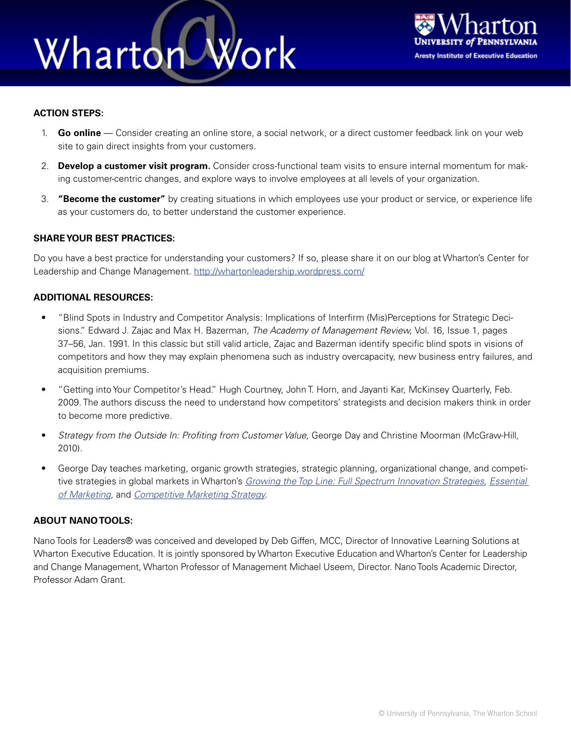**ACTION STEPS:**

1. **Go online** — Consider creating an online store, a social network, or a direct customer feedback link on your web site to gain direct insights from your customers.
2. **Develop a customer visit program.** Consider cross-functional team visits to ensure internal momentum for making customer-centric changes, and explore ways to involve employees at all levels of your organization.
3. **"Become the customer"** by creating situations in which employees use your product or service, or experience life as your customers do, to better understand the customer experience.

**SHARE YOUR BEST PRACTICES:**

Do you have a best practice for understanding your customers? If so, please share it on our blog at Wharton's Center for Leadership and Change Management. [http://whartonleadership.wordpress.com/](http://whartonleadership.wordpress.com/)

**ADDITIONAL RESOURCES:**

- "Blind Spots in Industry and Competitor Analysis: Implications of Interfirm (Mis)Perceptions for Strategic Decisions." Edward J. Zajac and Max H. Bazerman, *The Academy of Management Review,* Vol. 16, Issue 1, pages 37–56, Jan. 1991. In this classic but still valid article, Zajac and Bazerman identify specific blind spots in visions of competitors and how they may explain phenomena such as industry overcapacity, new business entry failures, and acquisition premiums.
- "Getting into Your Competitor's Head." Hugh Courtney, John T. Horn, and Jayanti Kar, McKinsey Quarterly, Feb. 2009. The authors discuss the need to understand how competitors' strategists and decision makers think in order to become more predictive.
- *Strategy from the Outside In: Profiting from Customer Value,* George Day and Christine Moorman (McGraw-Hill, 2010).
- George Day teaches marketing, organic growth strategies, strategic planning, organizational change, and competitive strategies in global markets in Wharton's *Growing the Top Line: Full Spectrum Innovation Strategies*, *Essential of Marketing*, and *Competitive Marketing Strategy*.

**ABOUT NANO TOOLS:**

Nano Tools for Leaders® was conceived and developed by Deb Giffen, MCC, Director of Innovative Learning Solutions at Wharton Executive Education. It is jointly sponsored by Wharton Executive Education and Wharton's Center for Leadership and Change Management, Wharton Professor of Management Michael Useem, Director. Nano Tools Academic Director, Professor Adam Grant.